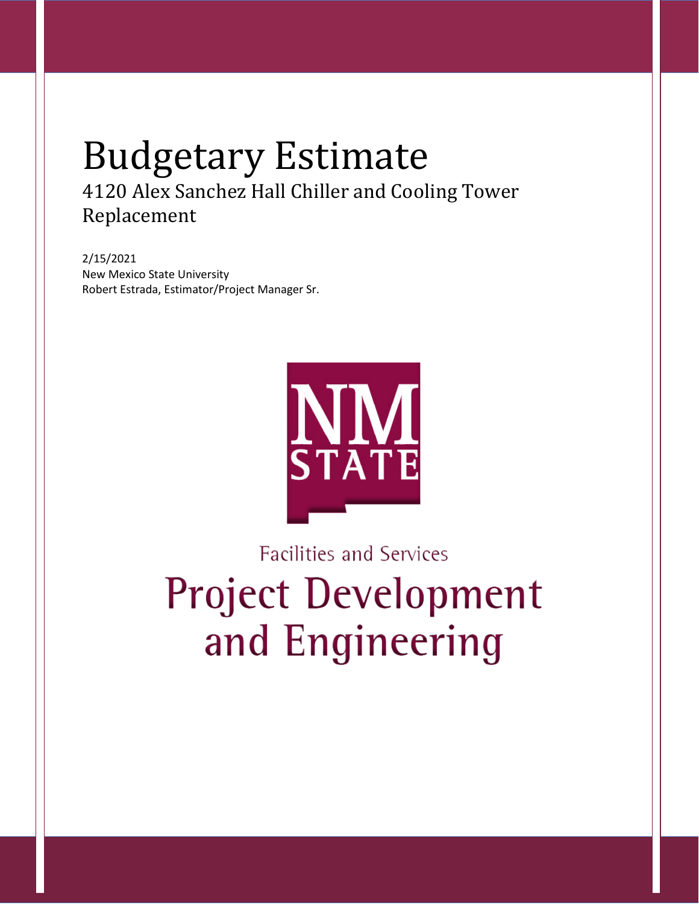# Budgetary Estimate

## 4120 Alex Sanchez Hall Chiller and Cooling Tower Replacement

2/15/2021
New Mexico State University
Robert Estrada, Estimator/Project Manager Sr.

NM STATE

Facilities and Services

Project Development and Engineering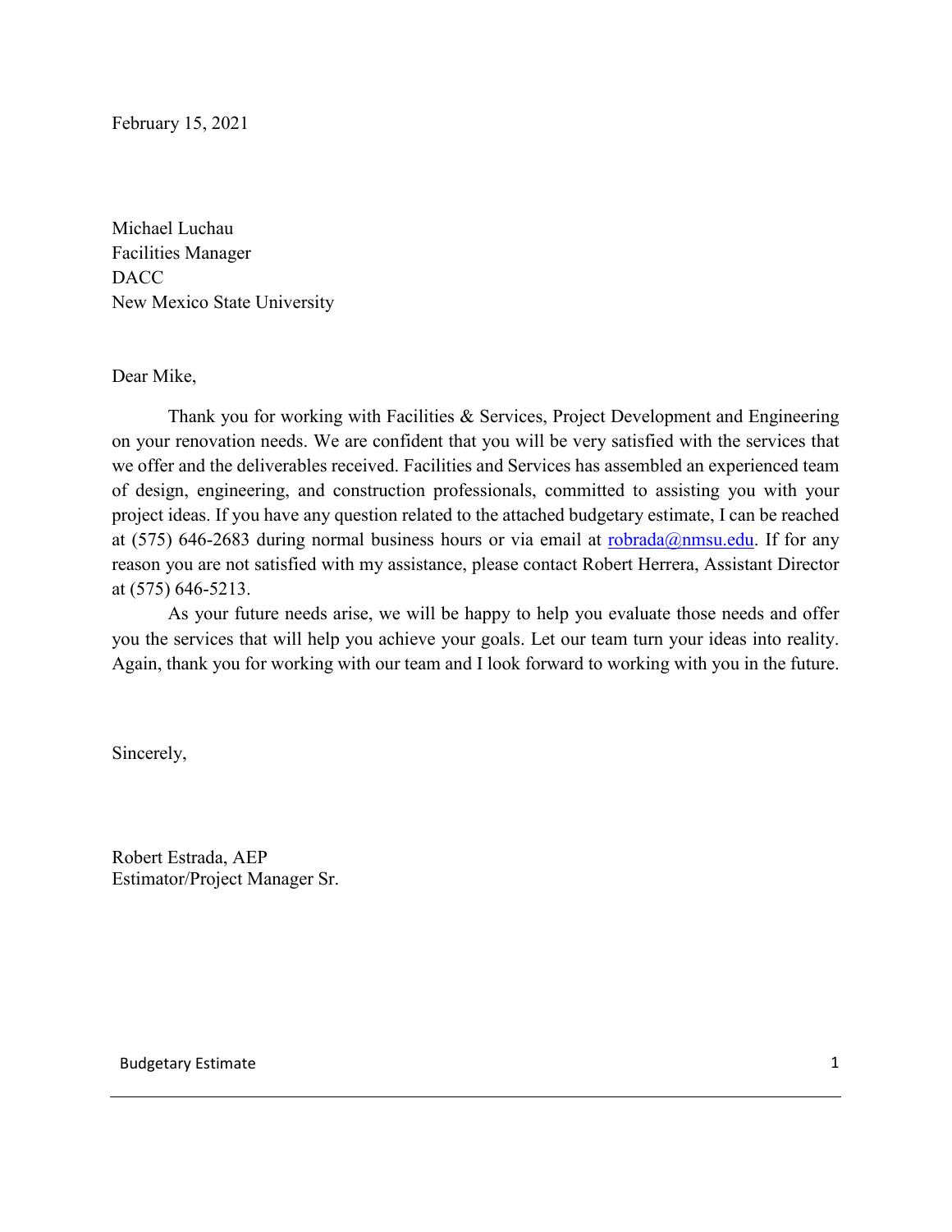February 15, 2021

Michael Luchau
Facilities Manager
DACC
New Mexico State University

Dear Mike,

Thank you for working with Facilities & Services, Project Development and Engineering on your renovation needs. We are confident that you will be very satisfied with the services that we offer and the deliverables received. Facilities and Services has assembled an experienced team of design, engineering, and construction professionals, committed to assisting you with your project ideas. If you have any question related to the attached budgetary estimate, I can be reached at (575) 646-2683 during normal business hours or via email at robrada@nmsu.edu. If for any reason you are not satisfied with my assistance, please contact Robert Herrera, Assistant Director at (575) 646-5213.

As your future needs arise, we will be happy to help you evaluate those needs and offer you the services that will help you achieve your goals. Let our team turn your ideas into reality. Again, thank you for working with our team and I look forward to working with you in the future.

Sincerely,

Robert Estrada, AEP
Estimator/Project Manager Sr.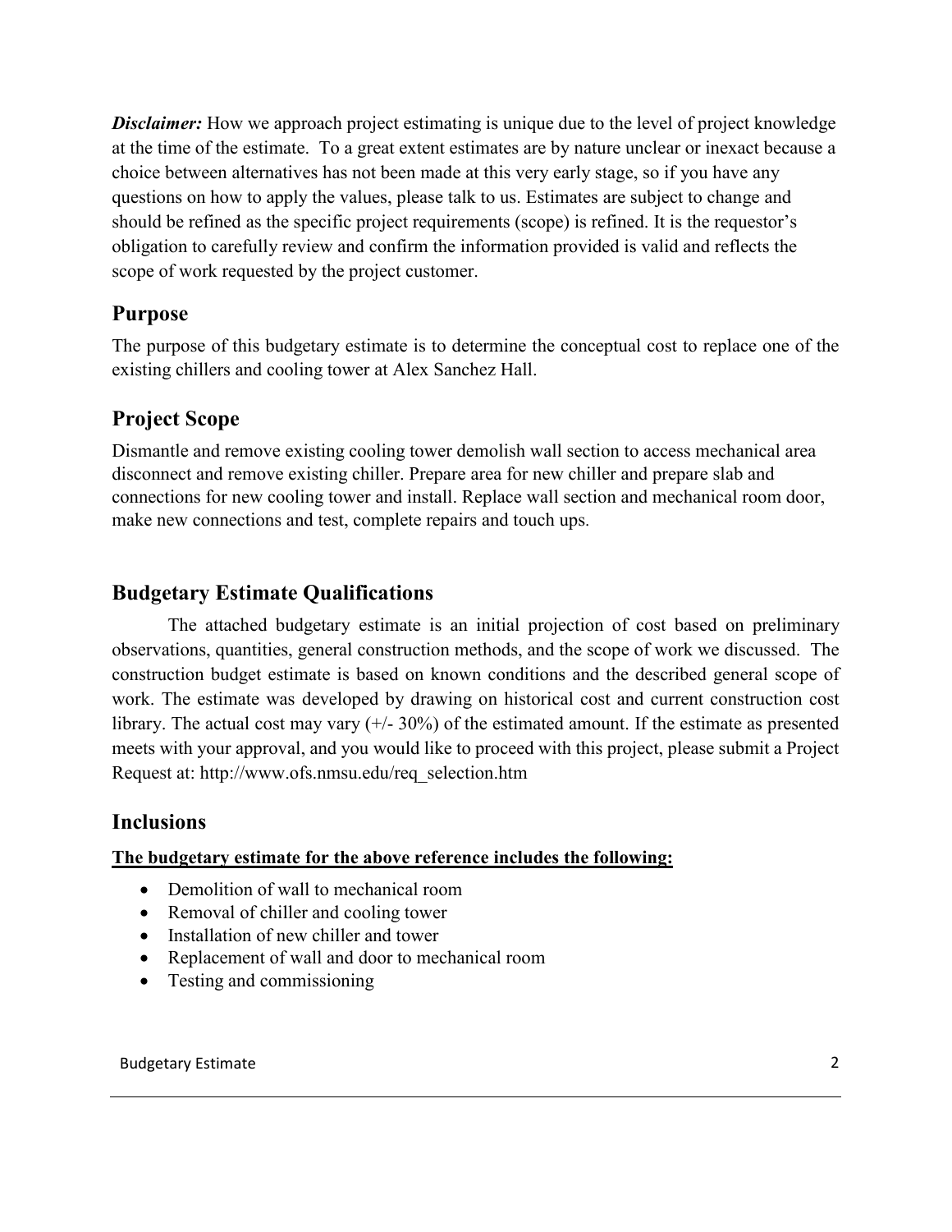***Disclaimer:*** How we approach project estimating is unique due to the level of project knowledge at the time of the estimate. To a great extent estimates are by nature unclear or inexact because a choice between alternatives has not been made at this very early stage, so if you have any questions on how to apply the values, please talk to us. Estimates are subject to change and should be refined as the specific project requirements (scope) is refined. It is the requestor's obligation to carefully review and confirm the information provided is valid and reflects the scope of work requested by the project customer.

## Purpose

The purpose of this budgetary estimate is to determine the conceptual cost to replace one of the existing chillers and cooling tower at Alex Sanchez Hall.

## Project Scope

Dismantle and remove existing cooling tower demolish wall section to access mechanical area disconnect and remove existing chiller. Prepare area for new chiller and prepare slab and connections for new cooling tower and install. Replace wall section and mechanical room door, make new connections and test, complete repairs and touch ups.

## Budgetary Estimate Qualifications

The attached budgetary estimate is an initial projection of cost based on preliminary observations, quantities, general construction methods, and the scope of work we discussed. The construction budget estimate is based on known conditions and the described general scope of work. The estimate was developed by drawing on historical cost and current construction cost library. The actual cost may vary (+/- 30%) of the estimated amount. If the estimate as presented meets with your approval, and you would like to proceed with this project, please submit a Project Request at: http://www.ofs.nmsu.edu/req_selection.htm

## Inclusions

**The budgetary estimate for the above reference includes the following:**

- Demolition of wall to mechanical room
- Removal of chiller and cooling tower
- Installation of new chiller and tower
- Replacement of wall and door to mechanical room
- Testing and commissioning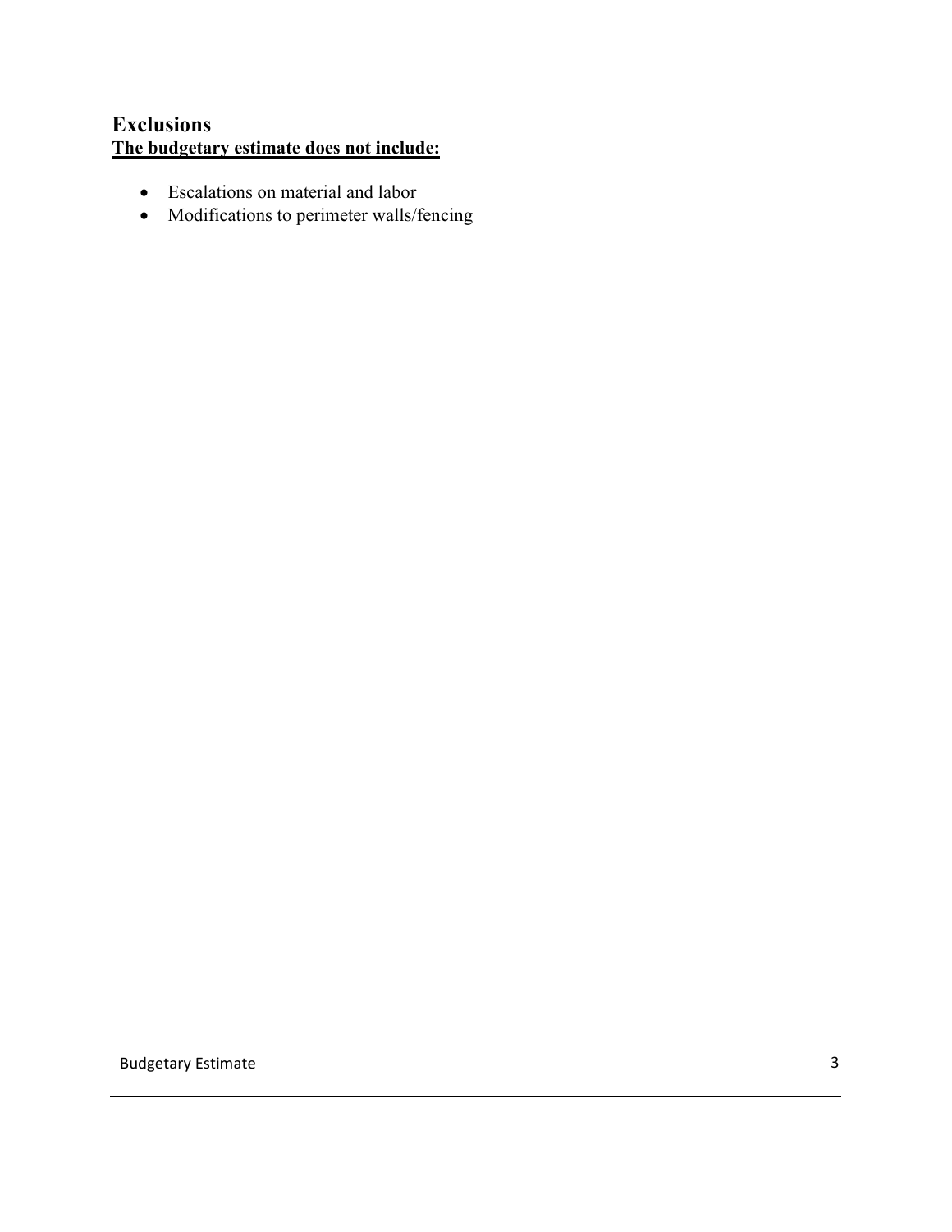## Exclusions

**<u>The budgetary estimate does not include:</u>**

- Escalations on material and labor
- Modifications to perimeter walls/fencing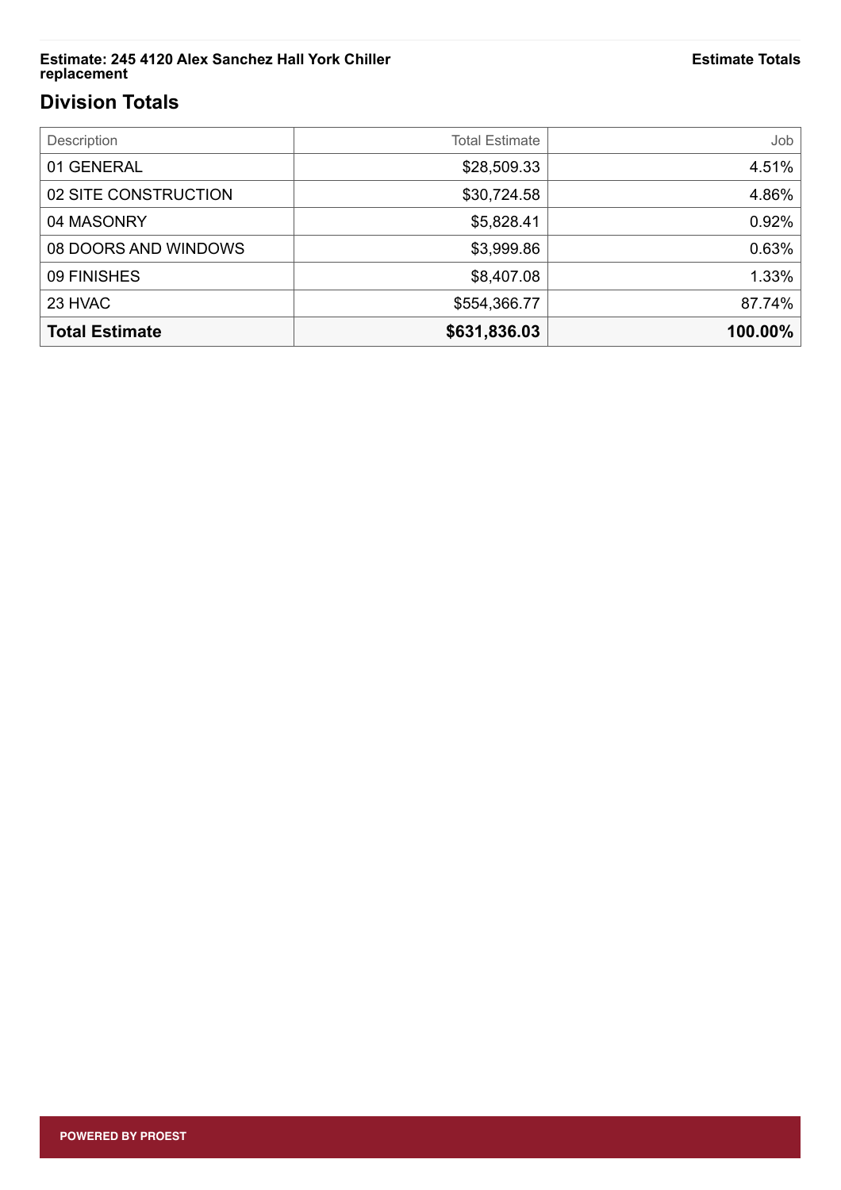## Division Totals

| Description | Total Estimate | Job |
|---|---|---|
| 01 GENERAL | $28,509.33 | 4.51% |
| 02 SITE CONSTRUCTION | $30,724.58 | 4.86% |
| 04 MASONRY | $5,828.41 | 0.92% |
| 08 DOORS AND WINDOWS | $3,999.86 | 0.63% |
| 09 FINISHES | $8,407.08 | 1.33% |
| 23 HVAC | $554,366.77 | 87.74% |
| **Total Estimate** | **$631,836.03** | **100.00%** |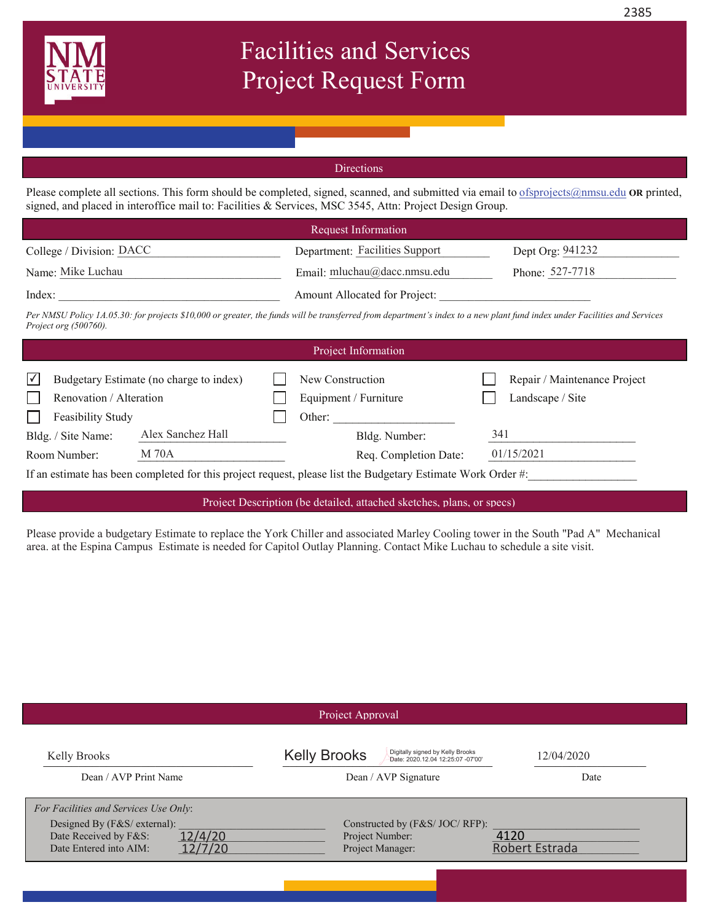# Facilities and Services Project Request Form

## Directions

Please complete all sections. This form should be completed, signed, scanned, and submitted via email to ofsprojects@nmsu.edu **OR** printed, signed, and placed in interoffice mail to: Facilities & Services, MSC 3545, Attn: Project Design Group.

## Request Information

College / Division: DACC
Department: Facilities Support
Dept Org: 941232

Name: Mike Luchau
Email: mluchau@dacc.nmsu.edu
Phone: 527-7718

Index: ______
Amount Allocated for Project: ______

*Per NMSU Policy 1A.05.30: for projects $10,000 or greater, the funds will be transferred from department's index to a new plant fund index under Facilities and Services Project org (500760).*

## Project Information

- [x] Budgetary Estimate (no charge to index)
- [ ] New Construction
- [ ] Repair / Maintenance Project
- [ ] Renovation / Alteration
- [ ] Equipment / Furniture
- [ ] Landscape / Site
- [ ] Feasibility Study
- [ ] Other: ______

Bldg. / Site Name: Alex Sanchez Hall
Bldg. Number: 341

Room Number: M 70A
Req. Completion Date: 01/15/2021

If an estimate has been completed for this project request, please list the Budgetary Estimate Work Order #: ______

## Project Description (be detailed, attached sketches, plans, or specs)

Please provide a budgetary Estimate to replace the York Chiller and associated Marley Cooling tower in the South "Pad A" Mechanical area. at the Espina Campus Estimate is needed for Capitol Outlay Planning. Contact Mike Luchau to schedule a site visit.

## Project Approval

| Dean / AVP Print Name | Dean / AVP Signature | Date |
|---|---|---|
| Kelly Brooks | Kelly Brooks (Digitally signed by Kelly Brooks Date: 2020.12.04 12:25:07 -07'00') | 12/04/2020 |

*For Facilities and Services Use Only*:

Designed By (F&S/ external): ______
Date Received by F&S: 12/4/20
Date Entered into AIM: 12/7/20

Constructed by (F&S/ JOC/ RFP): ______
Project Number: 4120
Project Manager: Robert Estrada